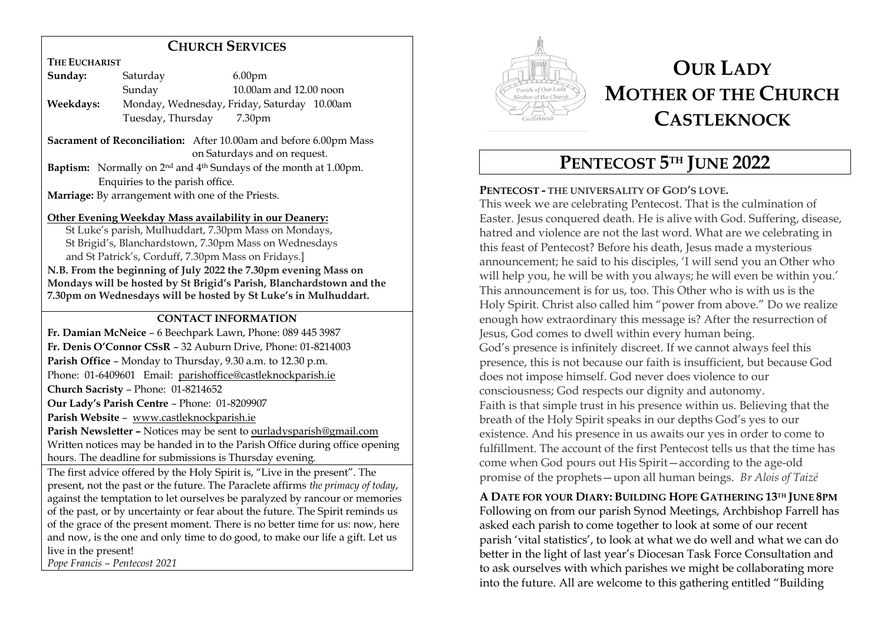## CHURCH SERVICES

**THE EUCHARIST**

| | | |
|---|---|---|
| **Sunday:** | Saturday | 6.00pm |
| | Sunday | 10.00am and 12.00 noon |
| **Weekdays:** | Monday, Wednesday, Friday, Saturday | 10.00am |
| | Tuesday, Thursday | 7.30pm |

**Sacrament of Reconciliation:** After 10.00am and before 6.00pm Mass on Saturdays and on request.

**Baptism:** Normally on 2nd and 4th Sundays of the month at 1.00pm. Enquiries to the parish office.

**Marriage:** By arrangement with one of the Priests.

**Other Evening Weekday Mass availability in our Deanery:**

St Luke's parish, Mulhuddart, 7.30pm Mass on Mondays,
St Brigid's, Blanchardstown, 7.30pm Mass on Wednesdays
and St Patrick's, Corduff, 7.30pm Mass on Fridays.]

**N.B. From the beginning of July 2022 the 7.30pm evening Mass on Mondays will be hosted by St Brigid's Parish, Blanchardstown and the 7.30pm on Wednesdays will be hosted by St Luke's in Mulhuddart.**

### CONTACT INFORMATION

**Fr. Damian McNeice** – 6 Beechpark Lawn, Phone: 089 445 3987
**Fr. Denis O'Connor CSsR** – 32 Auburn Drive, Phone: 01-8214003
**Parish Office** – Monday to Thursday, 9.30 a.m. to 12.30 p.m.
Phone: 01-6409601 Email: parishoffice@castleknockparish.ie
**Church Sacristy** – Phone: 01-8214652
**Our Lady's Parish Centre** – Phone: 01-8209907
**Parish Website** – www.castleknockparish.ie
**Parish Newsletter –** Notices may be sent to ourladysparish@gmail.com
Written notices may be handed in to the Parish Office during office opening hours. The deadline for submissions is Thursday evening.

The first advice offered by the Holy Spirit is, "Live in the present". The present, not the past or the future. The Paraclete affirms *the primacy of today*, against the temptation to let ourselves be paralyzed by rancour or memories of the past, or by uncertainty or fear about the future. The Spirit reminds us of the grace of the present moment. There is no better time for us: now, here and now, is the one and only time to do good, to make our life a gift. Let us live in the present!
*Pope Francis – Pentecost 2021*

# OUR LADY MOTHER OF THE CHURCH CASTLEKNOCK

## PENTECOST 5TH JUNE 2022

**PENTECOST - THE UNIVERSALITY OF GOD'S LOVE.**

This week we are celebrating Pentecost. That is the culmination of Easter. Jesus conquered death. He is alive with God. Suffering, disease, hatred and violence are not the last word. What are we celebrating in this feast of Pentecost? Before his death, Jesus made a mysterious announcement; he said to his disciples, 'I will send you an Other who will help you, he will be with you always; he will even be within you.' This announcement is for us, too. This Other who is with us is the Holy Spirit. Christ also called him "power from above." Do we realize enough how extraordinary this message is? After the resurrection of Jesus, God comes to dwell within every human being.
God's presence is infinitely discreet. If we cannot always feel this presence, this is not because our faith is insufficient, but because God does not impose himself. God never does violence to our consciousness; God respects our dignity and autonomy.
Faith is that simple trust in his presence within us. Believing that the breath of the Holy Spirit speaks in our depths God's yes to our existence. And his presence in us awaits our yes in order to come to fulfillment. The account of the first Pentecost tells us that the time has come when God pours out His Spirit—according to the age-old promise of the prophets—upon all human beings. *Br Alois of Taizé*

**A DATE FOR YOUR DIARY: BUILDING HOPE GATHERING 13TH JUNE 8PM**
Following on from our parish Synod Meetings, Archbishop Farrell has asked each parish to come together to look at some of our recent parish 'vital statistics', to look at what we do well and what we can do better in the light of last year's Diocesan Task Force Consultation and to ask ourselves with which parishes we might be collaborating more into the future. All are welcome to this gathering entitled "Building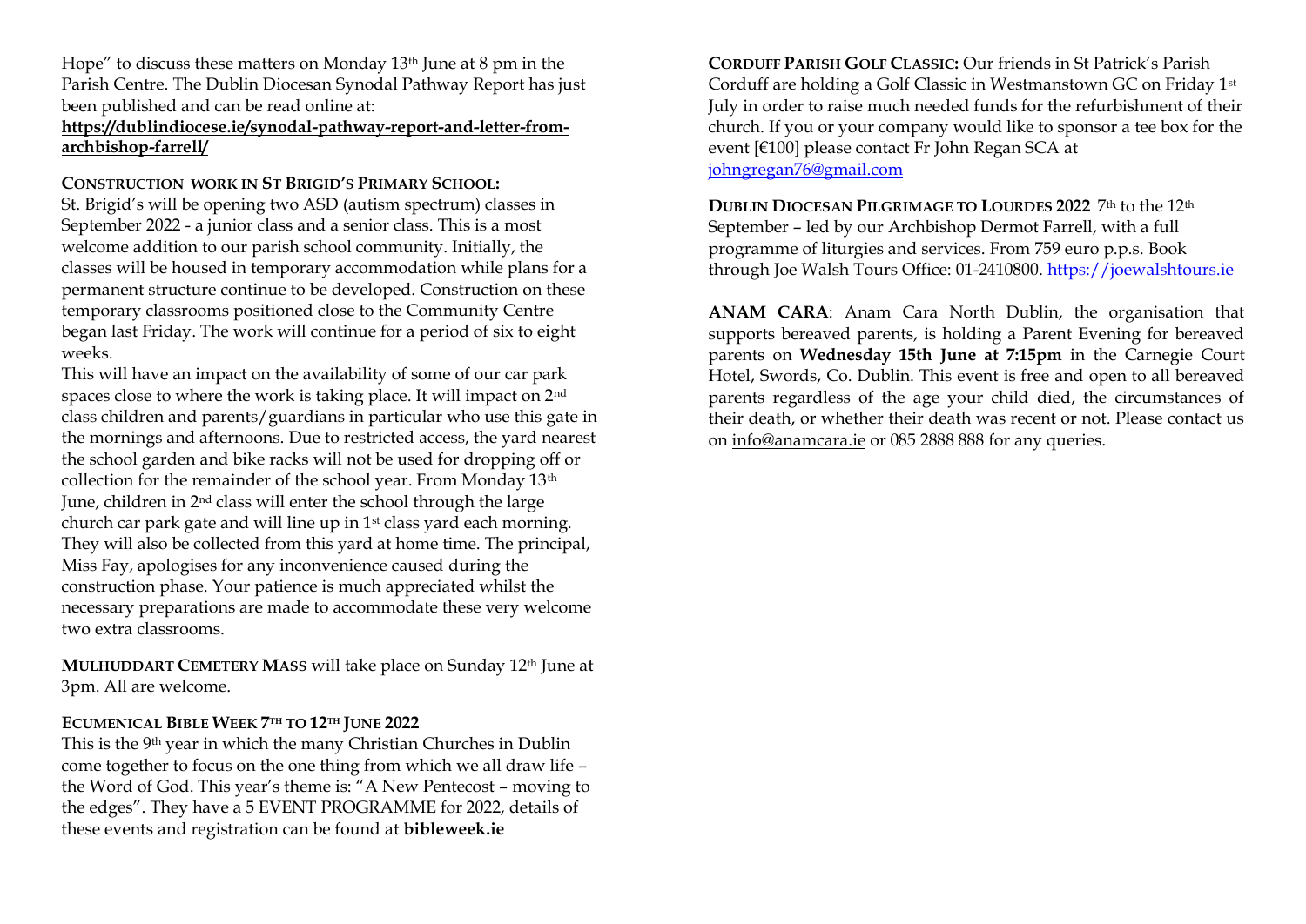Hope" to discuss these matters on Monday 13th June at 8 pm in the Parish Centre. The Dublin Diocesan Synodal Pathway Report has just been published and can be read online at:
**https://dublindiocese.ie/synodal-pathway-report-and-letter-from-archbishop-farrell/**

**CONSTRUCTION WORK IN ST BRIGID'S PRIMARY SCHOOL:**
St. Brigid's will be opening two ASD (autism spectrum) classes in September 2022 - a junior class and a senior class. This is a most welcome addition to our parish school community. Initially, the classes will be housed in temporary accommodation while plans for a permanent structure continue to be developed. Construction on these temporary classrooms positioned close to the Community Centre began last Friday. The work will continue for a period of six to eight weeks.
This will have an impact on the availability of some of our car park spaces close to where the work is taking place. It will impact on 2nd class children and parents/guardians in particular who use this gate in the mornings and afternoons. Due to restricted access, the yard nearest the school garden and bike racks will not be used for dropping off or collection for the remainder of the school year. From Monday 13th June, children in 2nd class will enter the school through the large church car park gate and will line up in 1st class yard each morning. They will also be collected from this yard at home time. The principal, Miss Fay, apologises for any inconvenience caused during the construction phase. Your patience is much appreciated whilst the necessary preparations are made to accommodate these very welcome two extra classrooms.

**MULHUDDART CEMETERY MASS** will take place on Sunday 12th June at 3pm. All are welcome.

**ECUMENICAL BIBLE WEEK 7TH TO 12TH JUNE 2022**
This is the 9th year in which the many Christian Churches in Dublin come together to focus on the one thing from which we all draw life – the Word of God. This year's theme is: "A New Pentecost – moving to the edges". They have a 5 EVENT PROGRAMME for 2022, details of these events and registration can be found at **bibleweek.ie**

**CORDUFF PARISH GOLF CLASSIC:** Our friends in St Patrick's Parish Corduff are holding a Golf Classic in Westmanstown GC on Friday 1st July in order to raise much needed funds for the refurbishment of their church. If you or your company would like to sponsor a tee box for the event [€100] please contact Fr John Regan SCA at johngregan76@gmail.com

**DUBLIN DIOCESAN PILGRIMAGE TO LOURDES 2022** 7th to the 12th September – led by our Archbishop Dermot Farrell, with a full programme of liturgies and services. From 759 euro p.p.s. Book through Joe Walsh Tours Office: 01-2410800. https://joewalshtours.ie

**ANAM CARA**: Anam Cara North Dublin, the organisation that supports bereaved parents, is holding a Parent Evening for bereaved parents on **Wednesday 15th June at 7:15pm** in the Carnegie Court Hotel, Swords, Co. Dublin. This event is free and open to all bereaved parents regardless of the age your child died, the circumstances of their death, or whether their death was recent or not. Please contact us on info@anamcara.ie or 085 2888 888 for any queries.